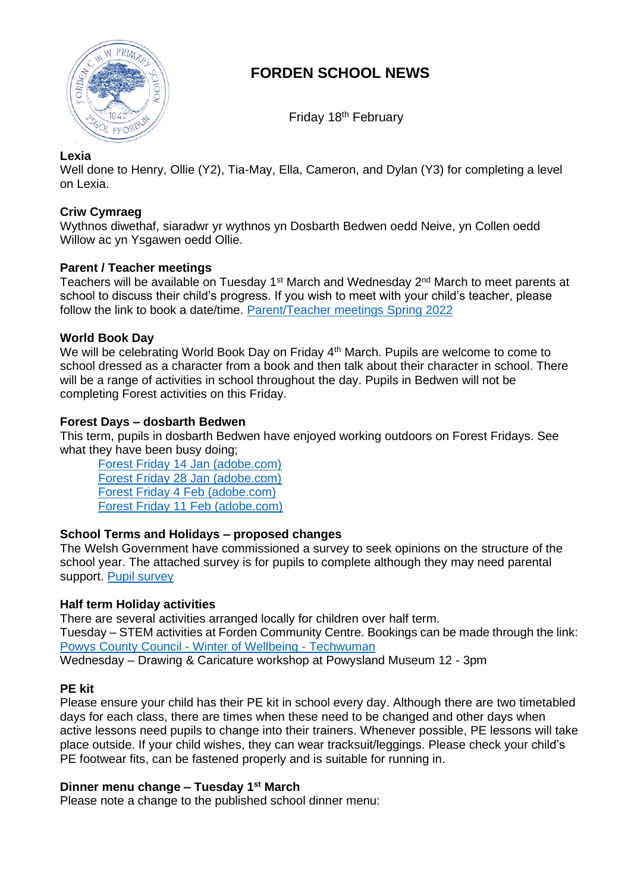# FORDEN SCHOOL NEWS

Friday 18th February

**Lexia**

Well done to Henry, Ollie (Y2), Tia-May, Ella, Cameron, and Dylan (Y3) for completing a level on Lexia.

**Criw Cymraeg**

Wythnos diwethaf, siaradwr yr wythnos yn Dosbarth Bedwen oedd Neive, yn Collen oedd Willow ac yn Ysgawen oedd Ollie.

**Parent / Teacher meetings**

Teachers will be available on Tuesday 1st March and Wednesday 2nd March to meet parents at school to discuss their child's progress. If you wish to meet with your child's teacher, please follow the link to book a date/time. [Parent/Teacher meetings Spring 2022]

**World Book Day**

We will be celebrating World Book Day on Friday 4th March. Pupils are welcome to come to school dressed as a character from a book and then talk about their character in school. There will be a range of activities in school throughout the day. Pupils in Bedwen will not be completing Forest activities on this Friday.

**Forest Days – dosbarth Bedwen**

This term, pupils in dosbarth Bedwen have enjoyed working outdoors on Forest Fridays. See what they have been busy doing;

- Forest Friday 14 Jan (adobe.com)
- Forest Friday 28 Jan (adobe.com)
- Forest Friday 4 Feb (adobe.com)
- Forest Friday 11 Feb (adobe.com)

**School Terms and Holidays – proposed changes**

The Welsh Government have commissioned a survey to seek opinions on the structure of the school year. The attached survey is for pupils to complete although they may need parental support. [Pupil survey]

**Half term Holiday activities**

There are several activities arranged locally for children over half term.

Tuesday – STEM activities at Forden Community Centre. Bookings can be made through the link: [Powys County Council - Winter of Wellbeing - Techwuman]

Wednesday – Drawing & Caricature workshop at Powysland Museum 12 - 3pm

**PE kit**

Please ensure your child has their PE kit in school every day. Although there are two timetabled days for each class, there are times when these need to be changed and other days when active lessons need pupils to change into their trainers. Whenever possible, PE lessons will take place outside. If your child wishes, they can wear tracksuit/leggings. Please check your child's PE footwear fits, can be fastened properly and is suitable for running in.

**Dinner menu change – Tuesday 1st March**

Please note a change to the published school dinner menu: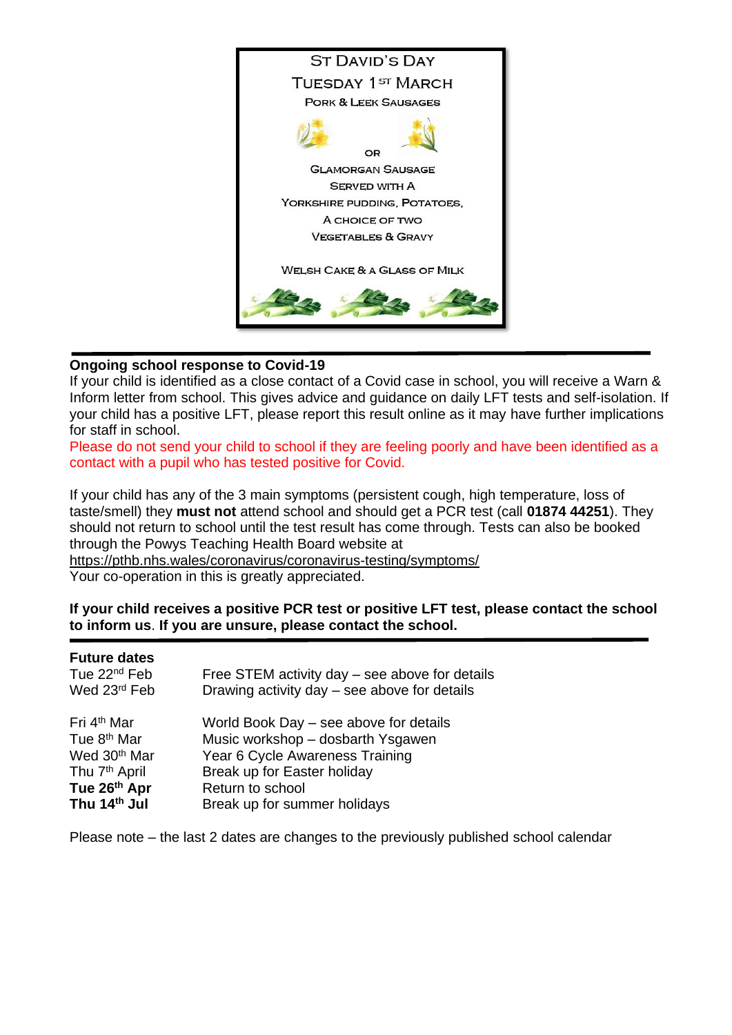**St David's Day**

**Tuesday 1st March**

Pork & Leek Sausages

or

Glamorgan Sausage

Served with a

Yorkshire pudding, Potatoes,

A choice of two

Vegetables & Gravy

Welsh Cake & a Glass of Milk

---

**Ongoing school response to Covid-19**

If your child is identified as a close contact of a Covid case in school, you will receive a Warn & Inform letter from school. This gives advice and guidance on daily LFT tests and self-isolation. If your child has a positive LFT, please report this result online as it may have further implications for staff in school.

Please do not send your child to school if they are feeling poorly and have been identified as a contact with a pupil who has tested positive for Covid.

If your child has any of the 3 main symptoms (persistent cough, high temperature, loss of taste/smell) they **must not** attend school and should get a PCR test (call **01874 44251**). They should not return to school until the test result has come through. Tests can also be booked through the Powys Teaching Health Board website at
https://pthb.nhs.wales/coronavirus/coronavirus-testing/symptoms/
Your co-operation in this is greatly appreciated.

**If your child receives a positive PCR test or positive LFT test, please contact the school to inform us**. **If you are unsure, please contact the school.**

---

**Future dates**

| | |
|---|---|
| Tue 22nd Feb | Free STEM activity day – see above for details |
| Wed 23rd Feb | Drawing activity day – see above for details |
| | |
| Fri 4th Mar | World Book Day – see above for details |
| Tue 8th Mar | Music workshop – dosbarth Ysgawen |
| Wed 30th Mar | Year 6 Cycle Awareness Training |
| Thu 7th April | Break up for Easter holiday |
| **Tue 26th Apr** | Return to school |
| **Thu 14th Jul** | Break up for summer holidays |

Please note – the last 2 dates are changes to the previously published school calendar